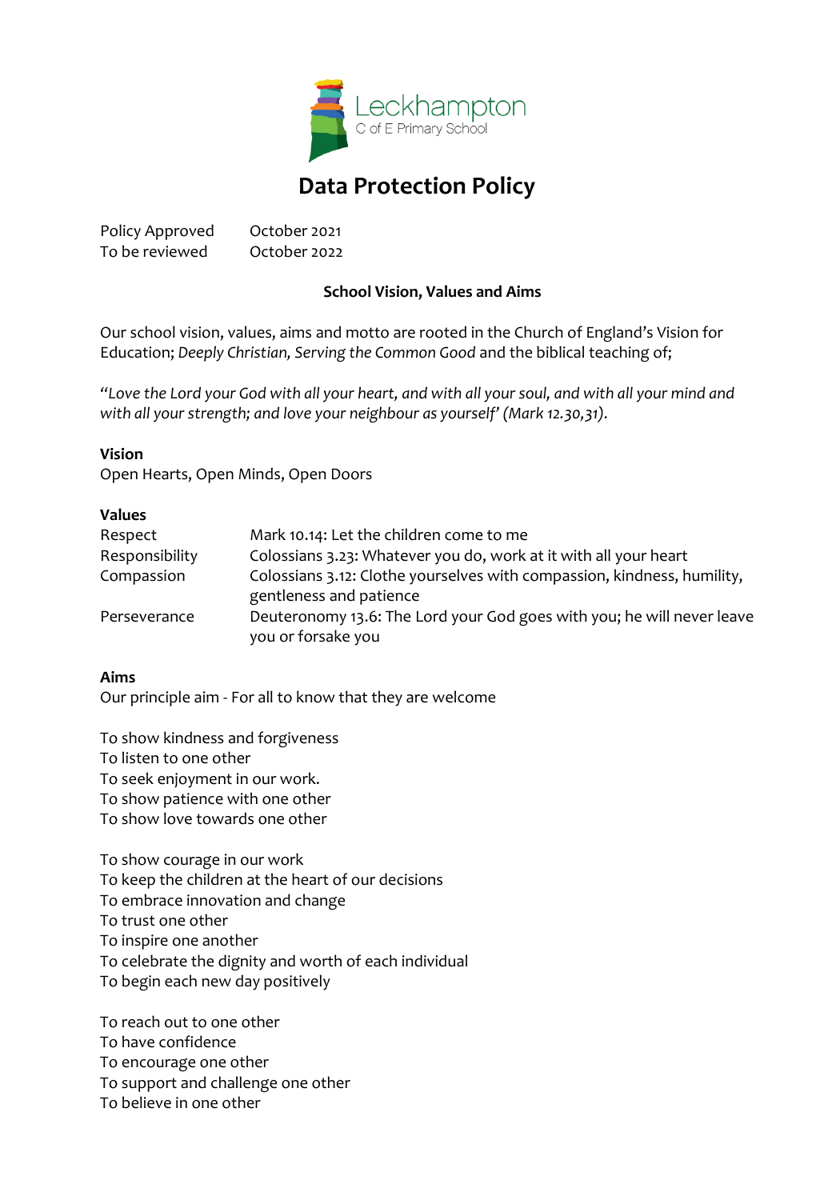Leckhampton
C of E Primary School

# Data Protection Policy

| | |
|---|---|
| Policy Approved | October 2021 |
| To be reviewed | October 2022 |

### School Vision, Values and Aims

Our school vision, values, aims and motto are rooted in the Church of England's Vision for Education; *Deeply Christian, Serving the Common Good* and the biblical teaching of;

*"Love the Lord your God with all your heart, and with all your soul, and with all your mind and with all your strength; and love your neighbour as yourself' (Mark 12.30,31).*

**Vision**
Open Hearts, Open Minds, Open Doors

**Values**

| | |
|---|---|
| Respect | Mark 10.14: Let the children come to me |
| Responsibility | Colossians 3.23: Whatever you do, work at it with all your heart |
| Compassion | Colossians 3.12: Clothe yourselves with compassion, kindness, humility, gentleness and patience |
| Perseverance | Deuteronomy 13.6: The Lord your God goes with you; he will never leave you or forsake you |

**Aims**
Our principle aim - For all to know that they are welcome

To show kindness and forgiveness
To listen to one other
To seek enjoyment in our work.
To show patience with one other
To show love towards one other

To show courage in our work
To keep the children at the heart of our decisions
To embrace innovation and change
To trust one other
To inspire one another
To celebrate the dignity and worth of each individual
To begin each new day positively

To reach out to one other
To have confidence
To encourage one other
To support and challenge one other
To believe in one other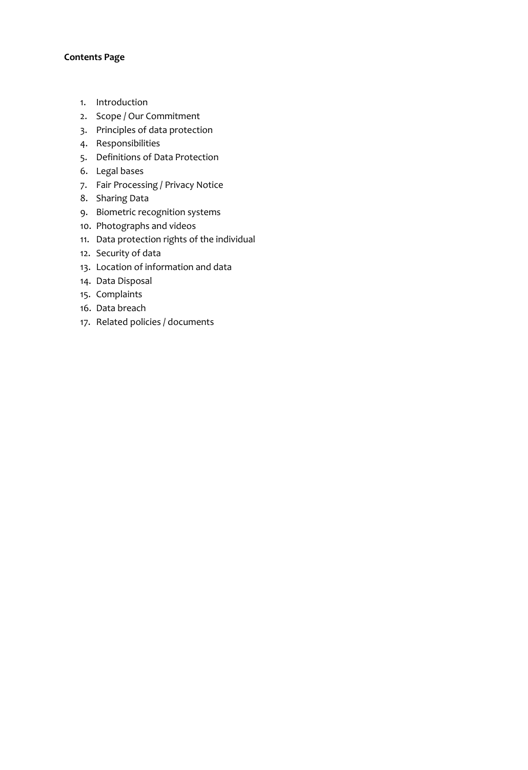**Contents Page**

1. Introduction
2. Scope / Our Commitment
3. Principles of data protection
4. Responsibilities
5. Definitions of Data Protection
6. Legal bases
7. Fair Processing / Privacy Notice
8. Sharing Data
9. Biometric recognition systems
10. Photographs and videos
11. Data protection rights of the individual
12. Security of data
13. Location of information and data
14. Data Disposal
15. Complaints
16. Data breach
17. Related policies / documents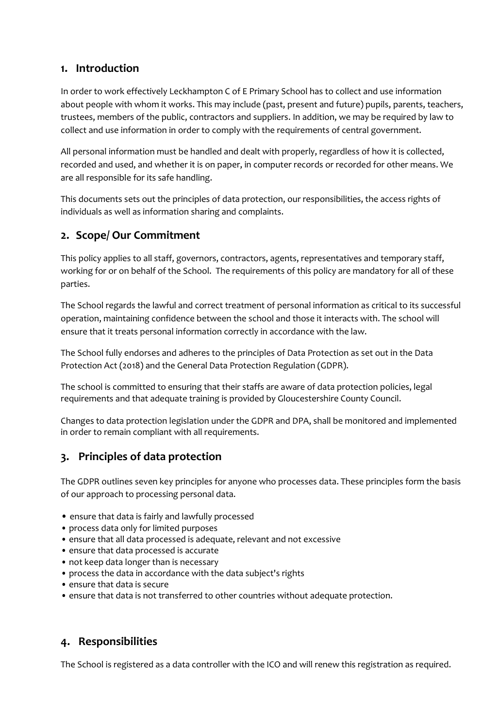## 1. Introduction

In order to work effectively Leckhampton C of E Primary School has to collect and use information about people with whom it works. This may include (past, present and future) pupils, parents, teachers, trustees, members of the public, contractors and suppliers. In addition, we may be required by law to collect and use information in order to comply with the requirements of central government.

All personal information must be handled and dealt with properly, regardless of how it is collected, recorded and used, and whether it is on paper, in computer records or recorded for other means. We are all responsible for its safe handling.

This documents sets out the principles of data protection, our responsibilities, the access rights of individuals as well as information sharing and complaints.

## 2. Scope/ Our Commitment

This policy applies to all staff, governors, contractors, agents, representatives and temporary staff, working for or on behalf of the School. The requirements of this policy are mandatory for all of these parties.

The School regards the lawful and correct treatment of personal information as critical to its successful operation, maintaining confidence between the school and those it interacts with. The school will ensure that it treats personal information correctly in accordance with the law.

The School fully endorses and adheres to the principles of Data Protection as set out in the Data Protection Act (2018) and the General Data Protection Regulation (GDPR).

The school is committed to ensuring that their staffs are aware of data protection policies, legal requirements and that adequate training is provided by Gloucestershire County Council.

Changes to data protection legislation under the GDPR and DPA, shall be monitored and implemented in order to remain compliant with all requirements.

## 3. Principles of data protection

The GDPR outlines seven key principles for anyone who processes data. These principles form the basis of our approach to processing personal data.

- ensure that data is fairly and lawfully processed
- process data only for limited purposes
- ensure that all data processed is adequate, relevant and not excessive
- ensure that data processed is accurate
- not keep data longer than is necessary
- process the data in accordance with the data subject's rights
- ensure that data is secure
- ensure that data is not transferred to other countries without adequate protection.

## 4. Responsibilities

The School is registered as a data controller with the ICO and will renew this registration as required.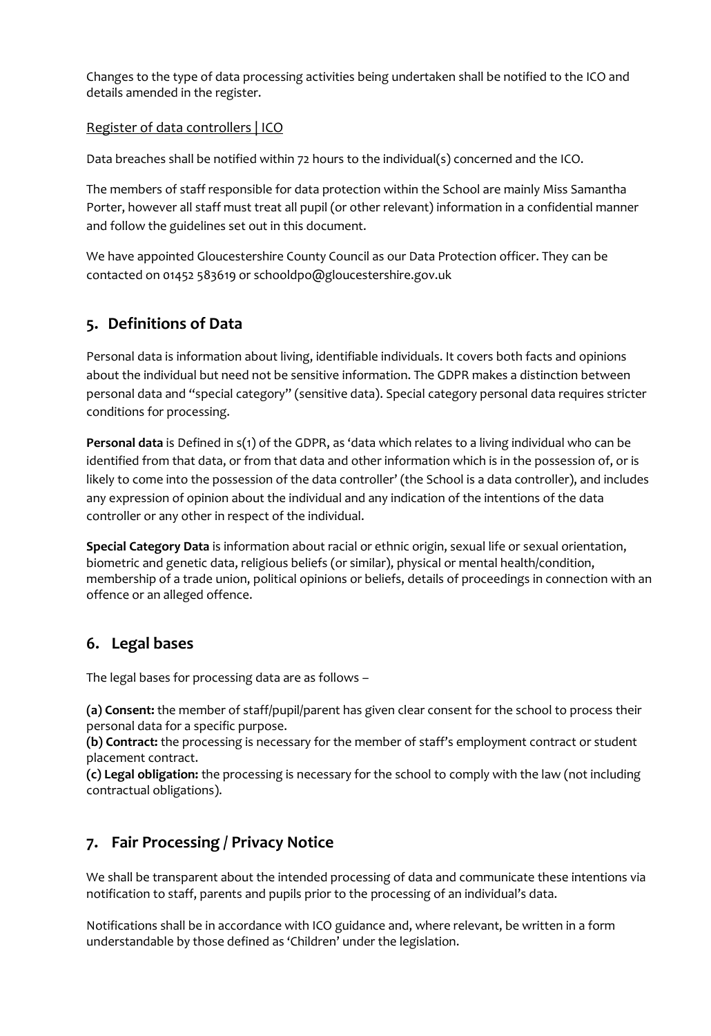Changes to the type of data processing activities being undertaken shall be notified to the ICO and details amended in the register.

Register of data controllers | ICO

Data breaches shall be notified within 72 hours to the individual(s) concerned and the ICO.

The members of staff responsible for data protection within the School are mainly Miss Samantha Porter, however all staff must treat all pupil (or other relevant) information in a confidential manner and follow the guidelines set out in this document.

We have appointed Gloucestershire County Council as our Data Protection officer. They can be contacted on 01452 583619 or schooldpo@gloucestershire.gov.uk

## 5. Definitions of Data

Personal data is information about living, identifiable individuals. It covers both facts and opinions about the individual but need not be sensitive information. The GDPR makes a distinction between personal data and "special category" (sensitive data). Special category personal data requires stricter conditions for processing.

**Personal data** is Defined in s(1) of the GDPR, as 'data which relates to a living individual who can be identified from that data, or from that data and other information which is in the possession of, or is likely to come into the possession of the data controller' (the School is a data controller), and includes any expression of opinion about the individual and any indication of the intentions of the data controller or any other in respect of the individual.

**Special Category Data** is information about racial or ethnic origin, sexual life or sexual orientation, biometric and genetic data, religious beliefs (or similar), physical or mental health/condition, membership of a trade union, political opinions or beliefs, details of proceedings in connection with an offence or an alleged offence.

## 6. Legal bases

The legal bases for processing data are as follows –

**(a) Consent:** the member of staff/pupil/parent has given clear consent for the school to process their personal data for a specific purpose.
**(b) Contract:** the processing is necessary for the member of staff's employment contract or student placement contract.
**(c) Legal obligation:** the processing is necessary for the school to comply with the law (not including contractual obligations).

## 7. Fair Processing / Privacy Notice

We shall be transparent about the intended processing of data and communicate these intentions via notification to staff, parents and pupils prior to the processing of an individual's data.

Notifications shall be in accordance with ICO guidance and, where relevant, be written in a form understandable by those defined as 'Children' under the legislation.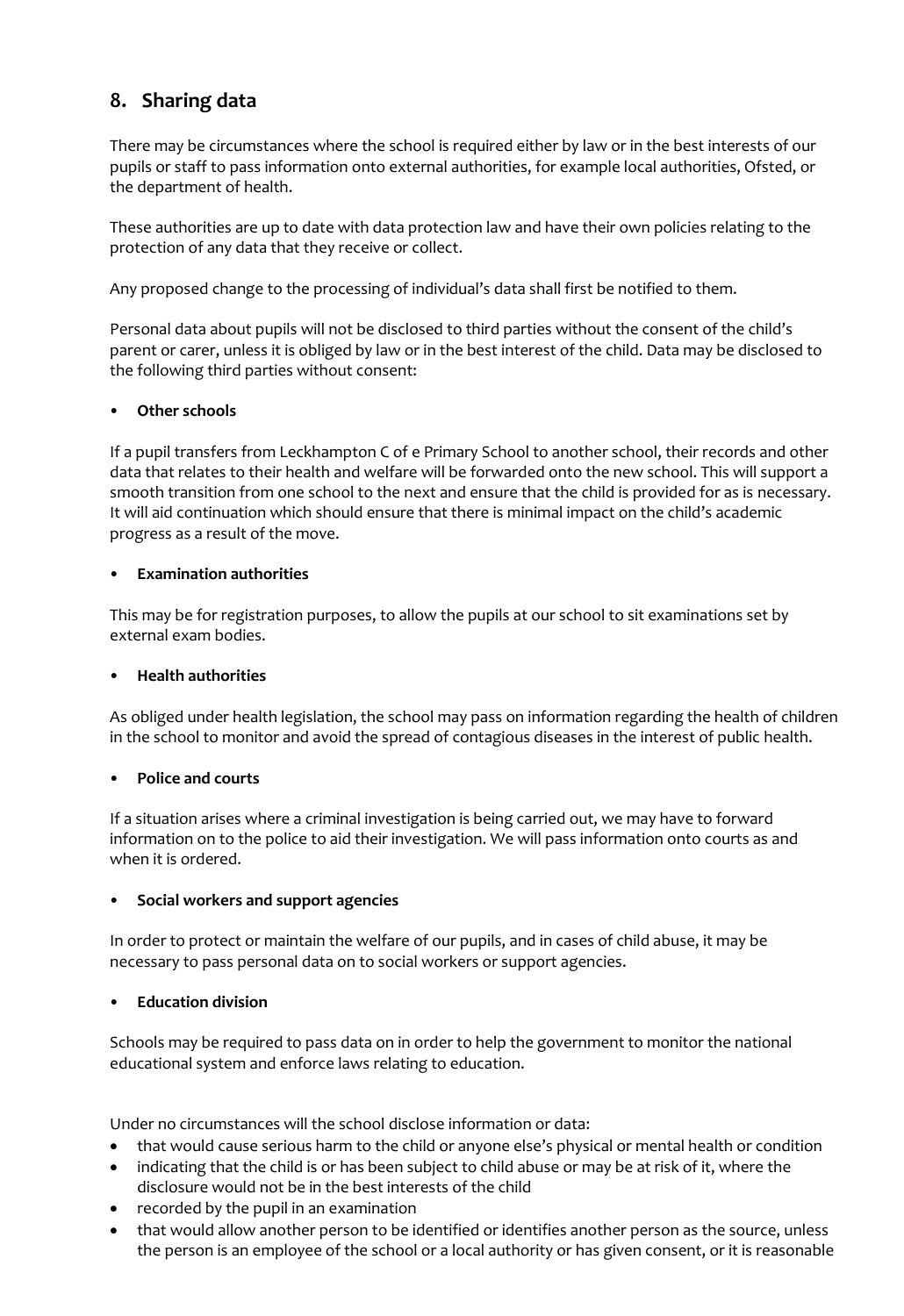## 8. Sharing data

There may be circumstances where the school is required either by law or in the best interests of our pupils or staff to pass information onto external authorities, for example local authorities, Ofsted, or the department of health.

These authorities are up to date with data protection law and have their own policies relating to the protection of any data that they receive or collect.

Any proposed change to the processing of individual's data shall first be notified to them.

Personal data about pupils will not be disclosed to third parties without the consent of the child's parent or carer, unless it is obliged by law or in the best interest of the child. Data may be disclosed to the following third parties without consent:

- **Other schools**

If a pupil transfers from Leckhampton C of e Primary School to another school, their records and other data that relates to their health and welfare will be forwarded onto the new school. This will support a smooth transition from one school to the next and ensure that the child is provided for as is necessary. It will aid continuation which should ensure that there is minimal impact on the child's academic progress as a result of the move.

- **Examination authorities**

This may be for registration purposes, to allow the pupils at our school to sit examinations set by external exam bodies.

- **Health authorities**

As obliged under health legislation, the school may pass on information regarding the health of children in the school to monitor and avoid the spread of contagious diseases in the interest of public health.

- **Police and courts**

If a situation arises where a criminal investigation is being carried out, we may have to forward information on to the police to aid their investigation. We will pass information onto courts as and when it is ordered.

- **Social workers and support agencies**

In order to protect or maintain the welfare of our pupils, and in cases of child abuse, it may be necessary to pass personal data on to social workers or support agencies.

- **Education division**

Schools may be required to pass data on in order to help the government to monitor the national educational system and enforce laws relating to education.

Under no circumstances will the school disclose information or data:

- that would cause serious harm to the child or anyone else's physical or mental health or condition
- indicating that the child is or has been subject to child abuse or may be at risk of it, where the disclosure would not be in the best interests of the child
- recorded by the pupil in an examination
- that would allow another person to be identified or identifies another person as the source, unless the person is an employee of the school or a local authority or has given consent, or it is reasonable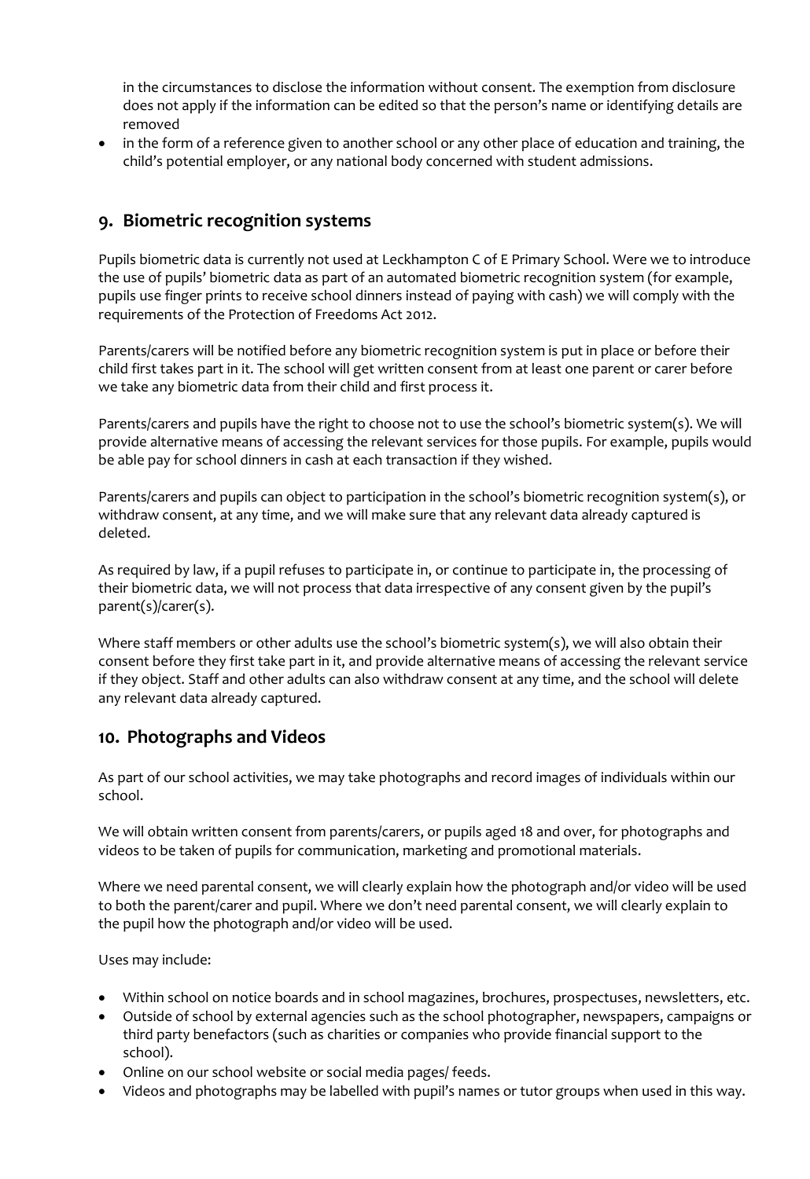in the circumstances to disclose the information without consent. The exemption from disclosure does not apply if the information can be edited so that the person's name or identifying details are removed

- in the form of a reference given to another school or any other place of education and training, the child's potential employer, or any national body concerned with student admissions.

## 9. Biometric recognition systems

Pupils biometric data is currently not used at Leckhampton C of E Primary School. Were we to introduce the use of pupils' biometric data as part of an automated biometric recognition system (for example, pupils use finger prints to receive school dinners instead of paying with cash) we will comply with the requirements of the Protection of Freedoms Act 2012.

Parents/carers will be notified before any biometric recognition system is put in place or before their child first takes part in it. The school will get written consent from at least one parent or carer before we take any biometric data from their child and first process it.

Parents/carers and pupils have the right to choose not to use the school's biometric system(s). We will provide alternative means of accessing the relevant services for those pupils. For example, pupils would be able pay for school dinners in cash at each transaction if they wished.

Parents/carers and pupils can object to participation in the school's biometric recognition system(s), or withdraw consent, at any time, and we will make sure that any relevant data already captured is deleted.

As required by law, if a pupil refuses to participate in, or continue to participate in, the processing of their biometric data, we will not process that data irrespective of any consent given by the pupil's parent(s)/carer(s).

Where staff members or other adults use the school's biometric system(s), we will also obtain their consent before they first take part in it, and provide alternative means of accessing the relevant service if they object. Staff and other adults can also withdraw consent at any time, and the school will delete any relevant data already captured.

## 10. Photographs and Videos

As part of our school activities, we may take photographs and record images of individuals within our school.

We will obtain written consent from parents/carers, or pupils aged 18 and over, for photographs and videos to be taken of pupils for communication, marketing and promotional materials.

Where we need parental consent, we will clearly explain how the photograph and/or video will be used to both the parent/carer and pupil. Where we don't need parental consent, we will clearly explain to the pupil how the photograph and/or video will be used.

Uses may include:

- Within school on notice boards and in school magazines, brochures, prospectuses, newsletters, etc.
- Outside of school by external agencies such as the school photographer, newspapers, campaigns or third party benefactors (such as charities or companies who provide financial support to the school).
- Online on our school website or social media pages/ feeds.
- Videos and photographs may be labelled with pupil's names or tutor groups when used in this way.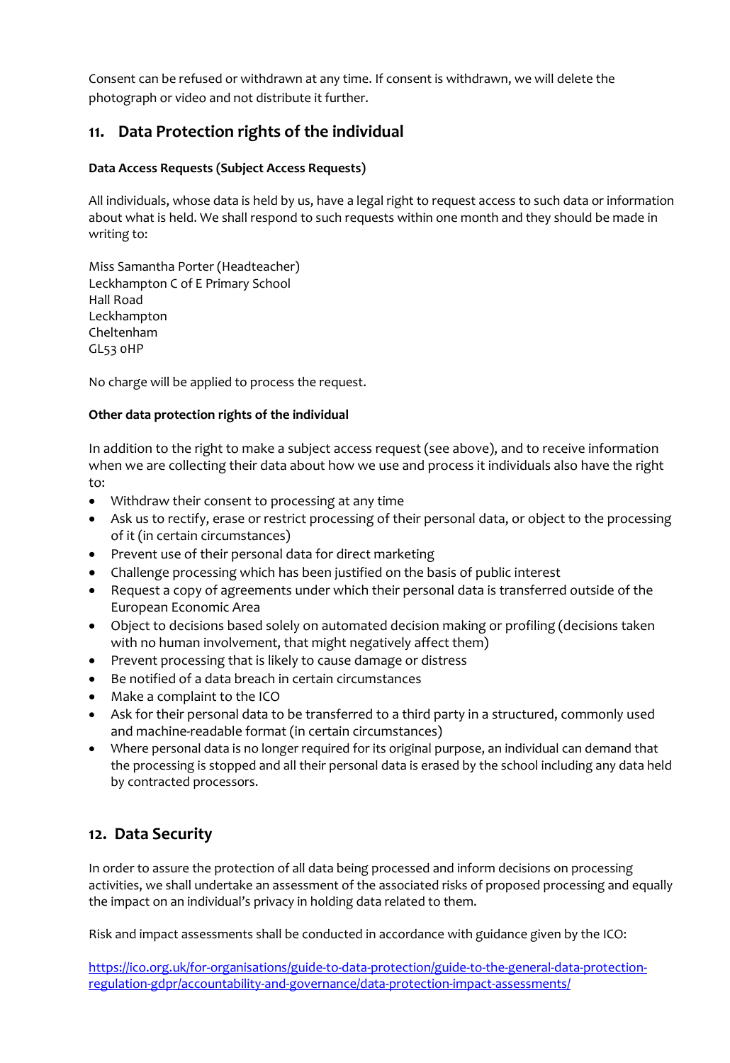Consent can be refused or withdrawn at any time. If consent is withdrawn, we will delete the photograph or video and not distribute it further.

## 11. Data Protection rights of the individual

**Data Access Requests (Subject Access Requests)**

All individuals, whose data is held by us, have a legal right to request access to such data or information about what is held. We shall respond to such requests within one month and they should be made in writing to:

Miss Samantha Porter (Headteacher)  
Leckhampton C of E Primary School  
Hall Road  
Leckhampton  
Cheltenham  
GL53 0HP

No charge will be applied to process the request.

**Other data protection rights of the individual**

In addition to the right to make a subject access request (see above), and to receive information when we are collecting their data about how we use and process it individuals also have the right to:

- Withdraw their consent to processing at any time
- Ask us to rectify, erase or restrict processing of their personal data, or object to the processing of it (in certain circumstances)
- Prevent use of their personal data for direct marketing
- Challenge processing which has been justified on the basis of public interest
- Request a copy of agreements under which their personal data is transferred outside of the European Economic Area
- Object to decisions based solely on automated decision making or profiling (decisions taken with no human involvement, that might negatively affect them)
- Prevent processing that is likely to cause damage or distress
- Be notified of a data breach in certain circumstances
- Make a complaint to the ICO
- Ask for their personal data to be transferred to a third party in a structured, commonly used and machine-readable format (in certain circumstances)
- Where personal data is no longer required for its original purpose, an individual can demand that the processing is stopped and all their personal data is erased by the school including any data held by contracted processors.

## 12. Data Security

In order to assure the protection of all data being processed and inform decisions on processing activities, we shall undertake an assessment of the associated risks of proposed processing and equally the impact on an individual's privacy in holding data related to them.

Risk and impact assessments shall be conducted in accordance with guidance given by the ICO:

https://ico.org.uk/for-organisations/guide-to-data-protection/guide-to-the-general-data-protection-regulation-gdpr/accountability-and-governance/data-protection-impact-assessments/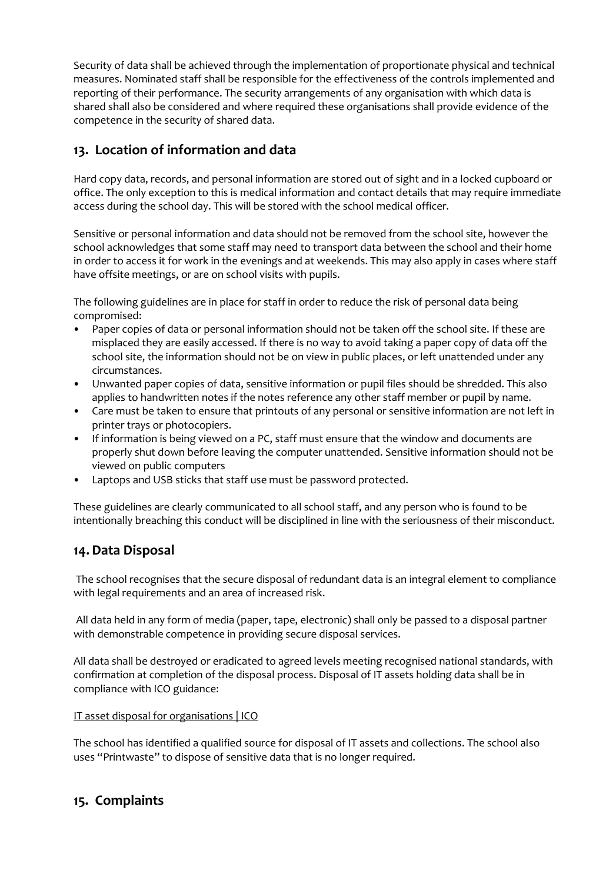Security of data shall be achieved through the implementation of proportionate physical and technical measures. Nominated staff shall be responsible for the effectiveness of the controls implemented and reporting of their performance. The security arrangements of any organisation with which data is shared shall also be considered and where required these organisations shall provide evidence of the competence in the security of shared data.

## 13. Location of information and data

Hard copy data, records, and personal information are stored out of sight and in a locked cupboard or office. The only exception to this is medical information and contact details that may require immediate access during the school day. This will be stored with the school medical officer.

Sensitive or personal information and data should not be removed from the school site, however the school acknowledges that some staff may need to transport data between the school and their home in order to access it for work in the evenings and at weekends. This may also apply in cases where staff have offsite meetings, or are on school visits with pupils.

The following guidelines are in place for staff in order to reduce the risk of personal data being compromised:

- Paper copies of data or personal information should not be taken off the school site. If these are misplaced they are easily accessed. If there is no way to avoid taking a paper copy of data off the school site, the information should not be on view in public places, or left unattended under any circumstances.
- Unwanted paper copies of data, sensitive information or pupil files should be shredded. This also applies to handwritten notes if the notes reference any other staff member or pupil by name.
- Care must be taken to ensure that printouts of any personal or sensitive information are not left in printer trays or photocopiers.
- If information is being viewed on a PC, staff must ensure that the window and documents are properly shut down before leaving the computer unattended. Sensitive information should not be viewed on public computers
- Laptops and USB sticks that staff use must be password protected.

These guidelines are clearly communicated to all school staff, and any person who is found to be intentionally breaching this conduct will be disciplined in line with the seriousness of their misconduct.

## 14. Data Disposal

The school recognises that the secure disposal of redundant data is an integral element to compliance with legal requirements and an area of increased risk.

All data held in any form of media (paper, tape, electronic) shall only be passed to a disposal partner with demonstrable competence in providing secure disposal services.

All data shall be destroyed or eradicated to agreed levels meeting recognised national standards, with confirmation at completion of the disposal process. Disposal of IT assets holding data shall be in compliance with ICO guidance:

IT asset disposal for organisations | ICO

The school has identified a qualified source for disposal of IT assets and collections. The school also uses "Printwaste" to dispose of sensitive data that is no longer required.

## 15. Complaints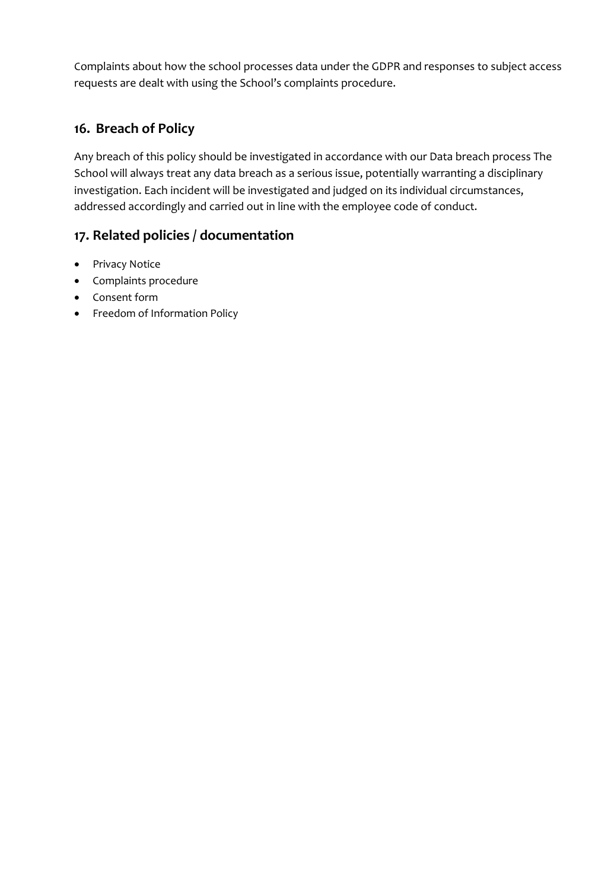Complaints about how the school processes data under the GDPR and responses to subject access requests are dealt with using the School's complaints procedure.

## 16. Breach of Policy

Any breach of this policy should be investigated in accordance with our Data breach process The School will always treat any data breach as a serious issue, potentially warranting a disciplinary investigation. Each incident will be investigated and judged on its individual circumstances, addressed accordingly and carried out in line with the employee code of conduct.

## 17. Related policies / documentation

- Privacy Notice
- Complaints procedure
- Consent form
- Freedom of Information Policy